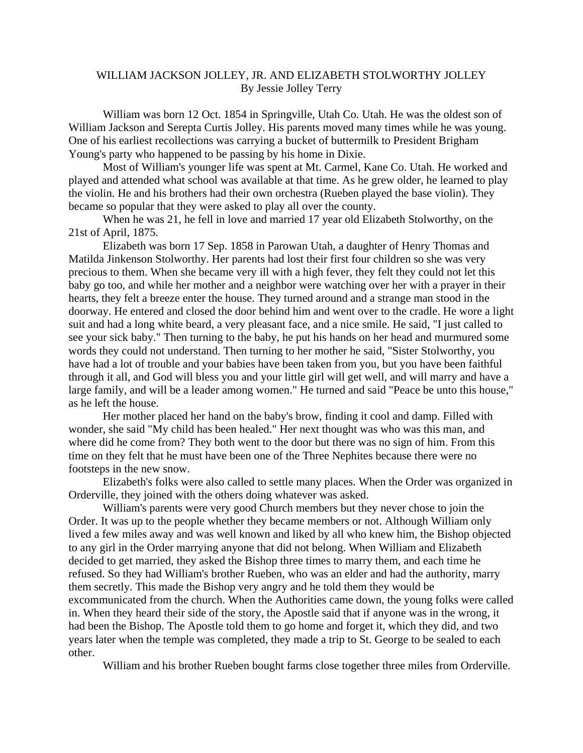# WILLIAM JACKSON JOLLEY, JR. AND ELIZABETH STOLWORTHY JOLLEY

By Jessie Jolley Terry

William was born 12 Oct. 1854 in Springville, Utah Co. Utah. He was the oldest son of William Jackson and Serepta Curtis Jolley. His parents moved many times while he was young. One of his earliest recollections was carrying a bucket of buttermilk to President Brigham Young's party who happened to be passing by his home in Dixie.

Most of William's younger life was spent at Mt. Carmel, Kane Co. Utah. He worked and played and attended what school was available at that time. As he grew older, he learned to play the violin. He and his brothers had their own orchestra (Rueben played the base violin). They became so popular that they were asked to play all over the county.

When he was 21, he fell in love and married 17 year old Elizabeth Stolworthy, on the 21st of April, 1875.

Elizabeth was born 17 Sep. 1858 in Parowan Utah, a daughter of Henry Thomas and Matilda Jinkenson Stolworthy. Her parents had lost their first four children so she was very precious to them. When she became very ill with a high fever, they felt they could not let this baby go too, and while her mother and a neighbor were watching over her with a prayer in their hearts, they felt a breeze enter the house. They turned around and a strange man stood in the doorway. He entered and closed the door behind him and went over to the cradle. He wore a light suit and had a long white beard, a very pleasant face, and a nice smile. He said, "I just called to see your sick baby." Then turning to the baby, he put his hands on her head and murmured some words they could not understand. Then turning to her mother he said, "Sister Stolworthy, you have had a lot of trouble and your babies have been taken from you, but you have been faithful through it all, and God will bless you and your little girl will get well, and will marry and have a large family, and will be a leader among women." He turned and said "Peace be unto this house," as he left the house.

Her mother placed her hand on the baby's brow, finding it cool and damp. Filled with wonder, she said "My child has been healed." Her next thought was who was this man, and where did he come from? They both went to the door but there was no sign of him. From this time on they felt that he must have been one of the Three Nephites because there were no footsteps in the new snow.

Elizabeth's folks were also called to settle many places. When the Order was organized in Orderville, they joined with the others doing whatever was asked.

William's parents were very good Church members but they never chose to join the Order. It was up to the people whether they became members or not. Although William only lived a few miles away and was well known and liked by all who knew him, the Bishop objected to any girl in the Order marrying anyone that did not belong. When William and Elizabeth decided to get married, they asked the Bishop three times to marry them, and each time he refused. So they had William's brother Rueben, who was an elder and had the authority, marry them secretly. This made the Bishop very angry and he told them they would be excommunicated from the church. When the Authorities came down, the young folks were called in. When they heard their side of the story, the Apostle said that if anyone was in the wrong, it had been the Bishop. The Apostle told them to go home and forget it, which they did, and two years later when the temple was completed, they made a trip to St. George to be sealed to each other.

William and his brother Rueben bought farms close together three miles from Orderville.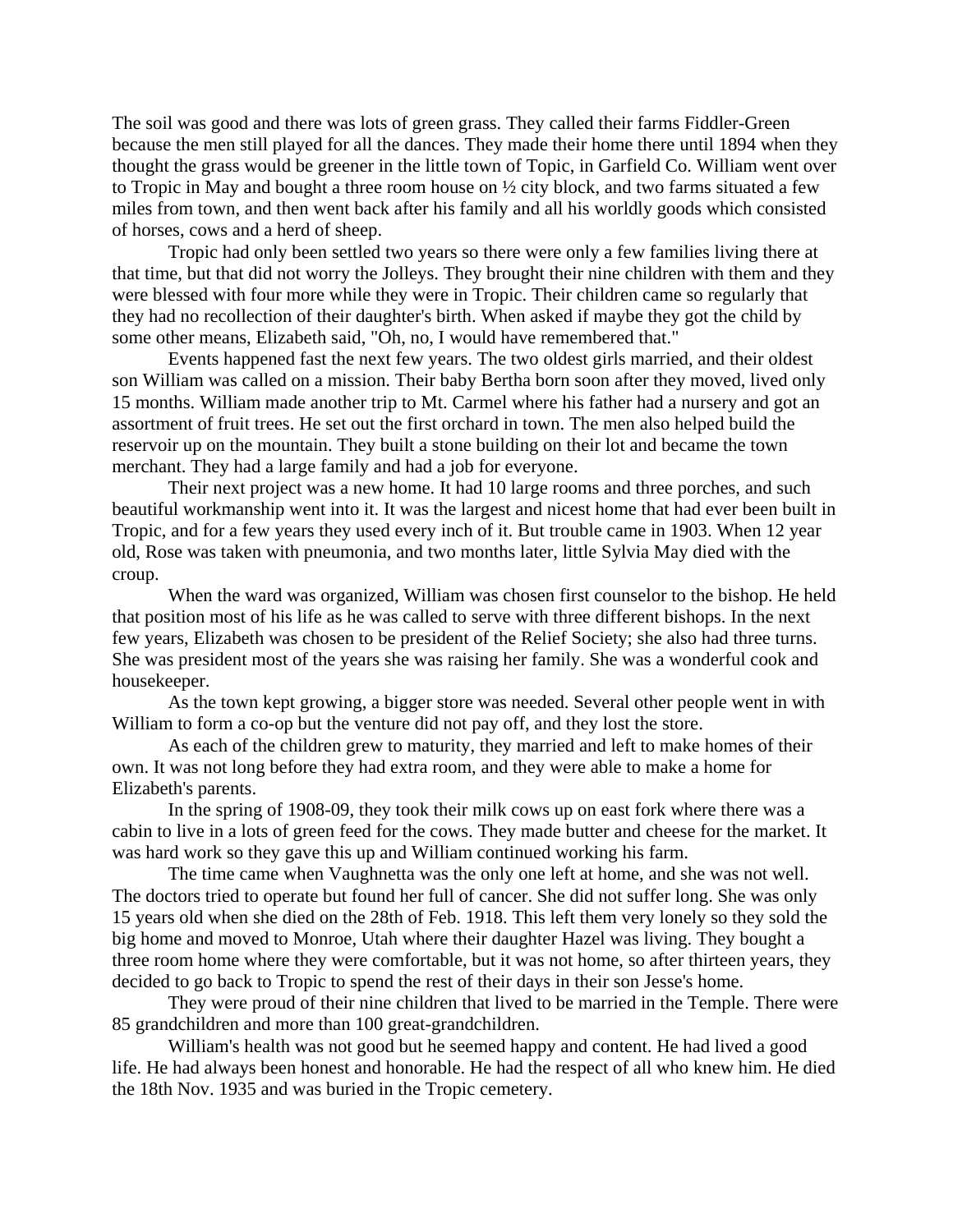The soil was good and there was lots of green grass. They called their farms Fiddler-Green because the men still played for all the dances. They made their home there until 1894 when they thought the grass would be greener in the little town of Topic, in Garfield Co. William went over to Tropic in May and bought a three room house on ½ city block, and two farms situated a few miles from town, and then went back after his family and all his worldly goods which consisted of horses, cows and a herd of sheep.

Tropic had only been settled two years so there were only a few families living there at that time, but that did not worry the Jolleys. They brought their nine children with them and they were blessed with four more while they were in Tropic. Their children came so regularly that they had no recollection of their daughter's birth. When asked if maybe they got the child by some other means, Elizabeth said, "Oh, no, I would have remembered that."

Events happened fast the next few years. The two oldest girls married, and their oldest son William was called on a mission. Their baby Bertha born soon after they moved, lived only 15 months. William made another trip to Mt. Carmel where his father had a nursery and got an assortment of fruit trees. He set out the first orchard in town. The men also helped build the reservoir up on the mountain. They built a stone building on their lot and became the town merchant. They had a large family and had a job for everyone.

Their next project was a new home. It had 10 large rooms and three porches, and such beautiful workmanship went into it. It was the largest and nicest home that had ever been built in Tropic, and for a few years they used every inch of it. But trouble came in 1903. When 12 year old, Rose was taken with pneumonia, and two months later, little Sylvia May died with the croup.

When the ward was organized, William was chosen first counselor to the bishop. He held that position most of his life as he was called to serve with three different bishops. In the next few years, Elizabeth was chosen to be president of the Relief Society; she also had three turns. She was president most of the years she was raising her family. She was a wonderful cook and housekeeper.

As the town kept growing, a bigger store was needed. Several other people went in with William to form a co-op but the venture did not pay off, and they lost the store.

As each of the children grew to maturity, they married and left to make homes of their own. It was not long before they had extra room, and they were able to make a home for Elizabeth's parents.

In the spring of 1908-09, they took their milk cows up on east fork where there was a cabin to live in a lots of green feed for the cows. They made butter and cheese for the market. It was hard work so they gave this up and William continued working his farm.

The time came when Vaughnetta was the only one left at home, and she was not well. The doctors tried to operate but found her full of cancer. She did not suffer long. She was only 15 years old when she died on the 28th of Feb. 1918. This left them very lonely so they sold the big home and moved to Monroe, Utah where their daughter Hazel was living. They bought a three room home where they were comfortable, but it was not home, so after thirteen years, they decided to go back to Tropic to spend the rest of their days in their son Jesse's home.

They were proud of their nine children that lived to be married in the Temple. There were 85 grandchildren and more than 100 great-grandchildren.

William's health was not good but he seemed happy and content. He had lived a good life. He had always been honest and honorable. He had the respect of all who knew him. He died the 18th Nov. 1935 and was buried in the Tropic cemetery.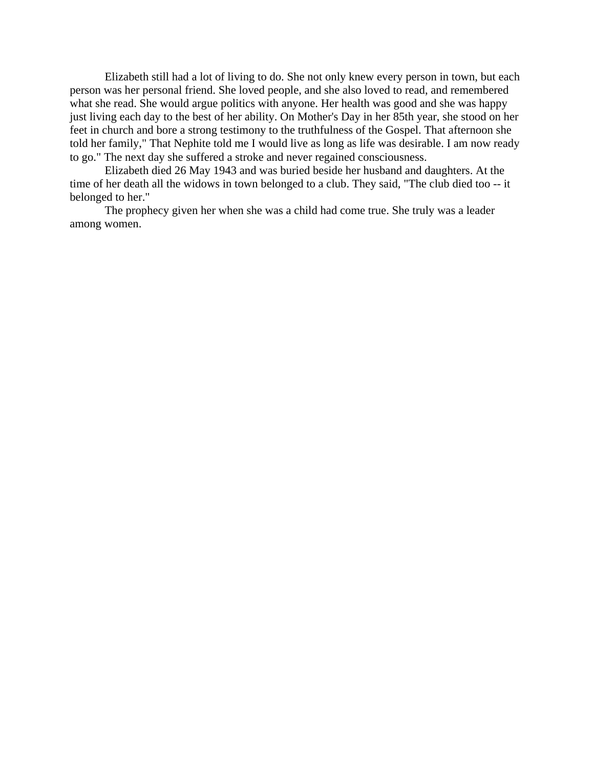Elizabeth still had a lot of living to do. She not only knew every person in town, but each person was her personal friend. She loved people, and she also loved to read, and remembered what she read. She would argue politics with anyone. Her health was good and she was happy just living each day to the best of her ability. On Mother's Day in her 85th year, she stood on her feet in church and bore a strong testimony to the truthfulness of the Gospel. That afternoon she told her family," That Nephite told me I would live as long as life was desirable. I am now ready to go." The next day she suffered a stroke and never regained consciousness.

Elizabeth died 26 May 1943 and was buried beside her husband and daughters. At the time of her death all the widows in town belonged to a club. They said, "The club died too -- it belonged to her."

The prophecy given her when she was a child had come true. She truly was a leader among women.